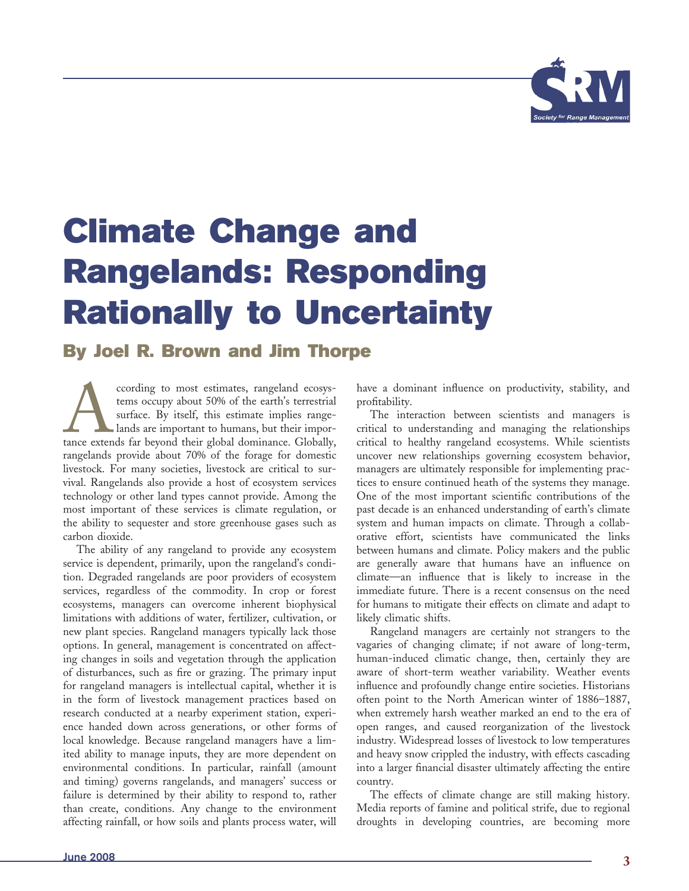# Climate Change and Rangelands: Responding Rationally to Uncertainty

## By Joel R. Brown and Jim Thorpe

According to most estimates, rangeland ecosystems occupy about 50% of the earth's terrestrial surface. By itself, this estimate implies rangelands are important to humans, but their importance extends far beyond their global dominance. Globally, rangelands provide about 70% of the forage for domestic livestock. For many societies, livestock are critical to survival. Rangelands also provide a host of ecosystem services technology or other land types cannot provide. Among the most important of these services is climate regulation, or the ability to sequester and store greenhouse gases such as carbon dioxide.

The ability of any rangeland to provide any ecosystem service is dependent, primarily, upon the rangeland's condition. Degraded rangelands are poor providers of ecosystem services, regardless of the commodity. In crop or forest ecosystems, managers can overcome inherent biophysical limitations with additions of water, fertilizer, cultivation, or new plant species. Rangeland managers typically lack those options. In general, management is concentrated on affecting changes in soils and vegetation through the application of disturbances, such as fire or grazing. The primary input for rangeland managers is intellectual capital, whether it is in the form of livestock management practices based on research conducted at a nearby experiment station, experience handed down across generations, or other forms of local knowledge. Because rangeland managers have a limited ability to manage inputs, they are more dependent on environmental conditions. In particular, rainfall (amount and timing) governs rangelands, and managers' success or failure is determined by their ability to respond to, rather than create, conditions. Any change to the environment affecting rainfall, or how soils and plants process water, will have a dominant influence on productivity, stability, and profitability.

The interaction between scientists and managers is critical to understanding and managing the relationships critical to healthy rangeland ecosystems. While scientists uncover new relationships governing ecosystem behavior, managers are ultimately responsible for implementing practices to ensure continued heath of the systems they manage. One of the most important scientific contributions of the past decade is an enhanced understanding of earth's climate system and human impacts on climate. Through a collaborative effort, scientists have communicated the links between humans and climate. Policy makers and the public are generally aware that humans have an influence on climate—an influence that is likely to increase in the immediate future. There is a recent consensus on the need for humans to mitigate their effects on climate and adapt to likely climatic shifts.

Rangeland managers are certainly not strangers to the vagaries of changing climate; if not aware of long-term, human-induced climatic change, then, certainly they are aware of short-term weather variability. Weather events influence and profoundly change entire societies. Historians often point to the North American winter of 1886–1887, when extremely harsh weather marked an end to the era of open ranges, and caused reorganization of the livestock industry. Widespread losses of livestock to low temperatures and heavy snow crippled the industry, with effects cascading into a larger financial disaster ultimately affecting the entire country.

The effects of climate change are still making history. Media reports of famine and political strife, due to regional droughts in developing countries, are becoming more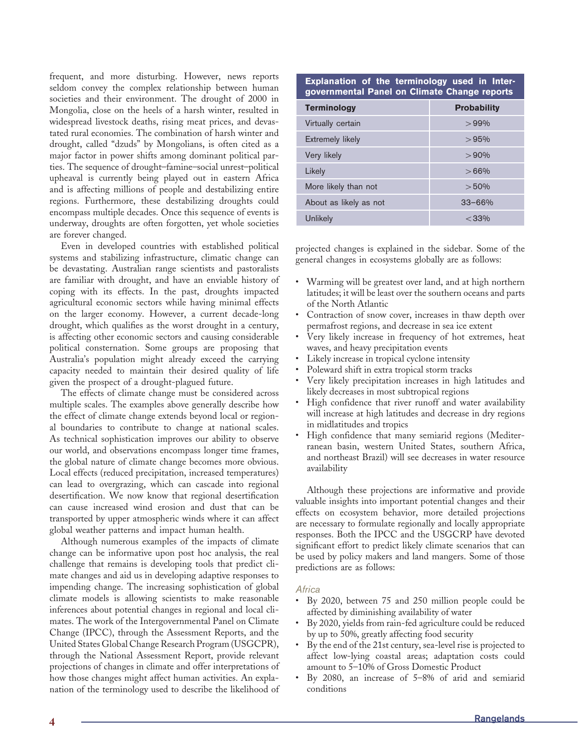frequent, and more disturbing. However, news reports seldom convey the complex relationship between human societies and their environment. The drought of 2000 in Mongolia, close on the heels of a harsh winter, resulted in widespread livestock deaths, rising meat prices, and devastated rural economies. The combination of harsh winter and drought, called "dzuds" by Mongolians, is often cited as a major factor in power shifts among dominant political parties. The sequence of drought–famine–social unrest–political upheaval is currently being played out in eastern Africa and is affecting millions of people and destabilizing entire regions. Furthermore, these destabilizing droughts could encompass multiple decades. Once this sequence of events is underway, droughts are often forgotten, yet whole societies are forever changed.

Even in developed countries with established political systems and stabilizing infrastructure, climatic change can be devastating. Australian range scientists and pastoralists are familiar with drought, and have an enviable history of coping with its effects. In the past, droughts impacted agricultural economic sectors while having minimal effects on the larger economy. However, a current decade-long drought, which qualifies as the worst drought in a century, is affecting other economic sectors and causing considerable political consternation. Some groups are proposing that Australia's population might already exceed the carrying capacity needed to maintain their desired quality of life given the prospect of a drought-plagued future.

The effects of climate change must be considered across multiple scales. The examples above generally describe how the effect of climate change extends beyond local or regional boundaries to contribute to change at national scales. As technical sophistication improves our ability to observe our world, and observations encompass longer time frames, the global nature of climate change becomes more obvious. Local effects (reduced precipitation, increased temperatures) can lead to overgrazing, which can cascade into regional desertification. We now know that regional desertification can cause increased wind erosion and dust that can be transported by upper atmospheric winds where it can affect global weather patterns and impact human health.

Although numerous examples of the impacts of climate change can be informative upon post hoc analysis, the real challenge that remains is developing tools that predict climate changes and aid us in developing adaptive responses to impending change. The increasing sophistication of global climate models is allowing scientists to make reasonable inferences about potential changes in regional and local climates. The work of the Intergovernmental Panel on Climate Change (IPCC), through the Assessment Reports, and the United States Global Change Research Program (USGCPR), through the National Assessment Report, provide relevant projections of changes in climate and offer interpretations of how those changes might affect human activities. An explanation of the terminology used to describe the likelihood of projected changes is explained in the sidebar. Some of the general changes in ecosystems globally are as follows:

**Explanation of the terminology used in Intergovernmental Panel on Climate Change reports**

| Terminology | Probability |
|---|---|
| Virtually certain | >99% |
| Extremely likely | >95% |
| Very likely | >90% |
| Likely | >66% |
| More likely than not | >50% |
| About as likely as not | 33–66% |
| Unlikely | <33% |

- Warming will be greatest over land, and at high northern latitudes; it will be least over the southern oceans and parts of the North Atlantic
- Contraction of snow cover, increases in thaw depth over permafrost regions, and decrease in sea ice extent
- Very likely increase in frequency of hot extremes, heat waves, and heavy precipitation events
- Likely increase in tropical cyclone intensity
- Poleward shift in extra tropical storm tracks
- Very likely precipitation increases in high latitudes and likely decreases in most subtropical regions
- High confidence that river runoff and water availability will increase at high latitudes and decrease in dry regions in midlatitudes and tropics
- High confidence that many semiarid regions (Mediterranean basin, western United States, southern Africa, and northeast Brazil) will see decreases in water resource availability

Although these projections are informative and provide valuable insights into important potential changes and their effects on ecosystem behavior, more detailed projections are necessary to formulate regionally and locally appropriate responses. Both the IPCC and the USGCRP have devoted significant effort to predict likely climate scenarios that can be used by policy makers and land mangers. Some of those predictions are as follows:

*Africa*

- By 2020, between 75 and 250 million people could be affected by diminishing availability of water
- By 2020, yields from rain-fed agriculture could be reduced by up to 50%, greatly affecting food security
- By the end of the 21st century, sea-level rise is projected to affect low-lying coastal areas; adaptation costs could amount to 5–10% of Gross Domestic Product
- By 2080, an increase of 5–8% of arid and semiarid conditions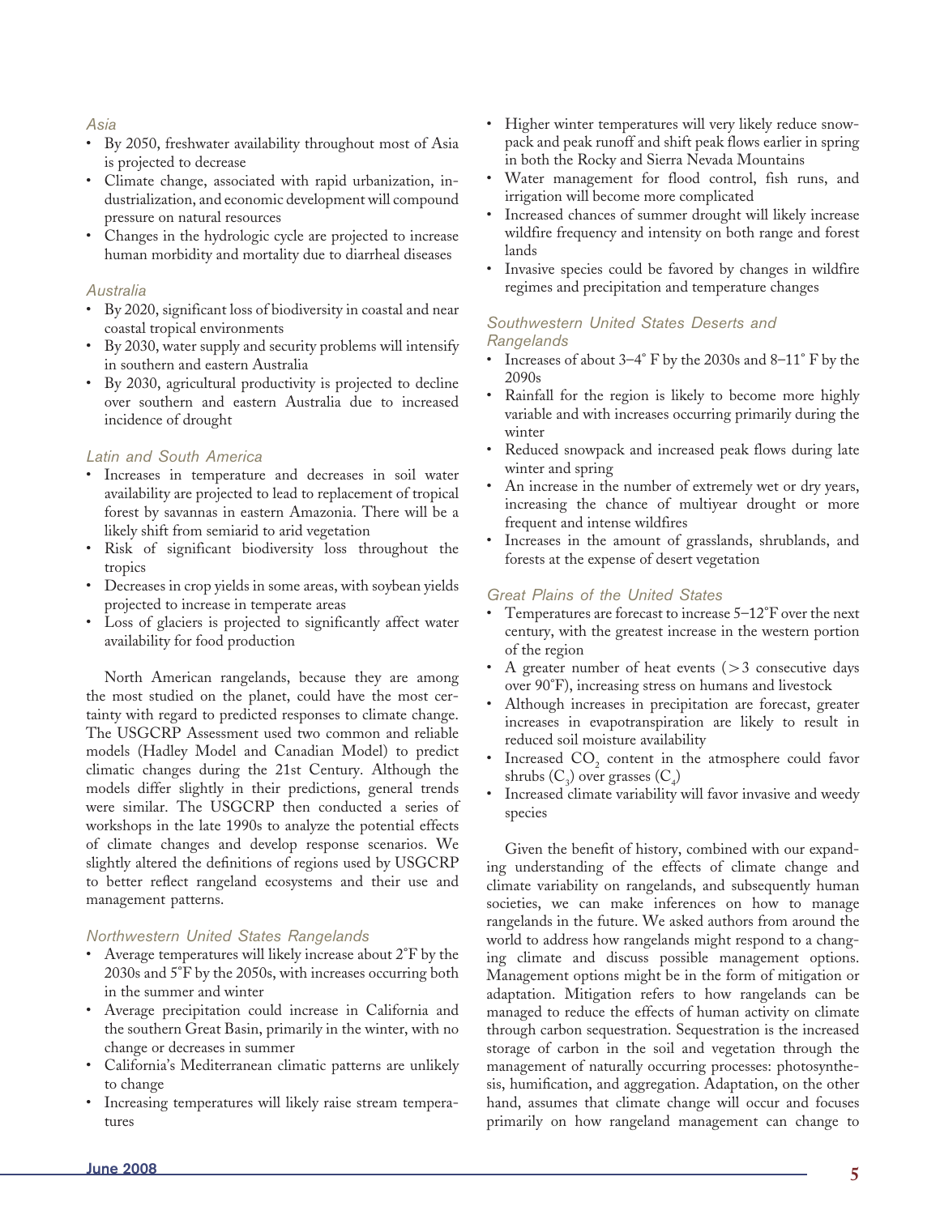### Asia

- By 2050, freshwater availability throughout most of Asia is projected to decrease
- Climate change, associated with rapid urbanization, industrialization, and economic development will compound pressure on natural resources
- Changes in the hydrologic cycle are projected to increase human morbidity and mortality due to diarrheal diseases

### Australia

- By 2020, significant loss of biodiversity in coastal and near coastal tropical environments
- By 2030, water supply and security problems will intensify in southern and eastern Australia
- By 2030, agricultural productivity is projected to decline over southern and eastern Australia due to increased incidence of drought

### Latin and South America

- Increases in temperature and decreases in soil water availability are projected to lead to replacement of tropical forest by savannas in eastern Amazonia. There will be a likely shift from semiarid to arid vegetation
- Risk of significant biodiversity loss throughout the tropics
- Decreases in crop yields in some areas, with soybean yields projected to increase in temperate areas
- Loss of glaciers is projected to significantly affect water availability for food production

North American rangelands, because they are among the most studied on the planet, could have the most certainty with regard to predicted responses to climate change. The USGCRP Assessment used two common and reliable models (Hadley Model and Canadian Model) to predict climatic changes during the 21st Century. Although the models differ slightly in their predictions, general trends were similar. The USGCRP then conducted a series of workshops in the late 1990s to analyze the potential effects of climate changes and develop response scenarios. We slightly altered the definitions of regions used by USGCRP to better reflect rangeland ecosystems and their use and management patterns.

### Northwestern United States Rangelands

- Average temperatures will likely increase about 2°F by the 2030s and 5°F by the 2050s, with increases occurring both in the summer and winter
- Average precipitation could increase in California and the southern Great Basin, primarily in the winter, with no change or decreases in summer
- California's Mediterranean climatic patterns are unlikely to change
- Increasing temperatures will likely raise stream temperatures
- Higher winter temperatures will very likely reduce snowpack and peak runoff and shift peak flows earlier in spring in both the Rocky and Sierra Nevada Mountains
- Water management for flood control, fish runs, and irrigation will become more complicated
- Increased chances of summer drought will likely increase wildfire frequency and intensity on both range and forest lands
- Invasive species could be favored by changes in wildfire regimes and precipitation and temperature changes

### Southwestern United States Deserts and Rangelands

- Increases of about 3–4° F by the 2030s and 8–11° F by the 2090s
- Rainfall for the region is likely to become more highly variable and with increases occurring primarily during the winter
- Reduced snowpack and increased peak flows during late winter and spring
- An increase in the number of extremely wet or dry years, increasing the chance of multiyear drought or more frequent and intense wildfires
- Increases in the amount of grasslands, shrublands, and forests at the expense of desert vegetation

### Great Plains of the United States

- Temperatures are forecast to increase 5–12°F over the next century, with the greatest increase in the western portion of the region
- A greater number of heat events (>3 consecutive days over 90°F), increasing stress on humans and livestock
- Although increases in precipitation are forecast, greater increases in evapotranspiration are likely to result in reduced soil moisture availability
- Increased $CO_2$ content in the atmosphere could favor shrubs ($C_3$) over grasses ($C_4$)
- Increased climate variability will favor invasive and weedy species

Given the benefit of history, combined with our expanding understanding of the effects of climate change and climate variability on rangelands, and subsequently human societies, we can make inferences on how to manage rangelands in the future. We asked authors from around the world to address how rangelands might respond to a changing climate and discuss possible management options. Management options might be in the form of mitigation or adaptation. Mitigation refers to how rangelands can be managed to reduce the effects of human activity on climate through carbon sequestration. Sequestration is the increased storage of carbon in the soil and vegetation through the management of naturally occurring processes: photosynthesis, humification, and aggregation. Adaptation, on the other hand, assumes that climate change will occur and focuses primarily on how rangeland management can change to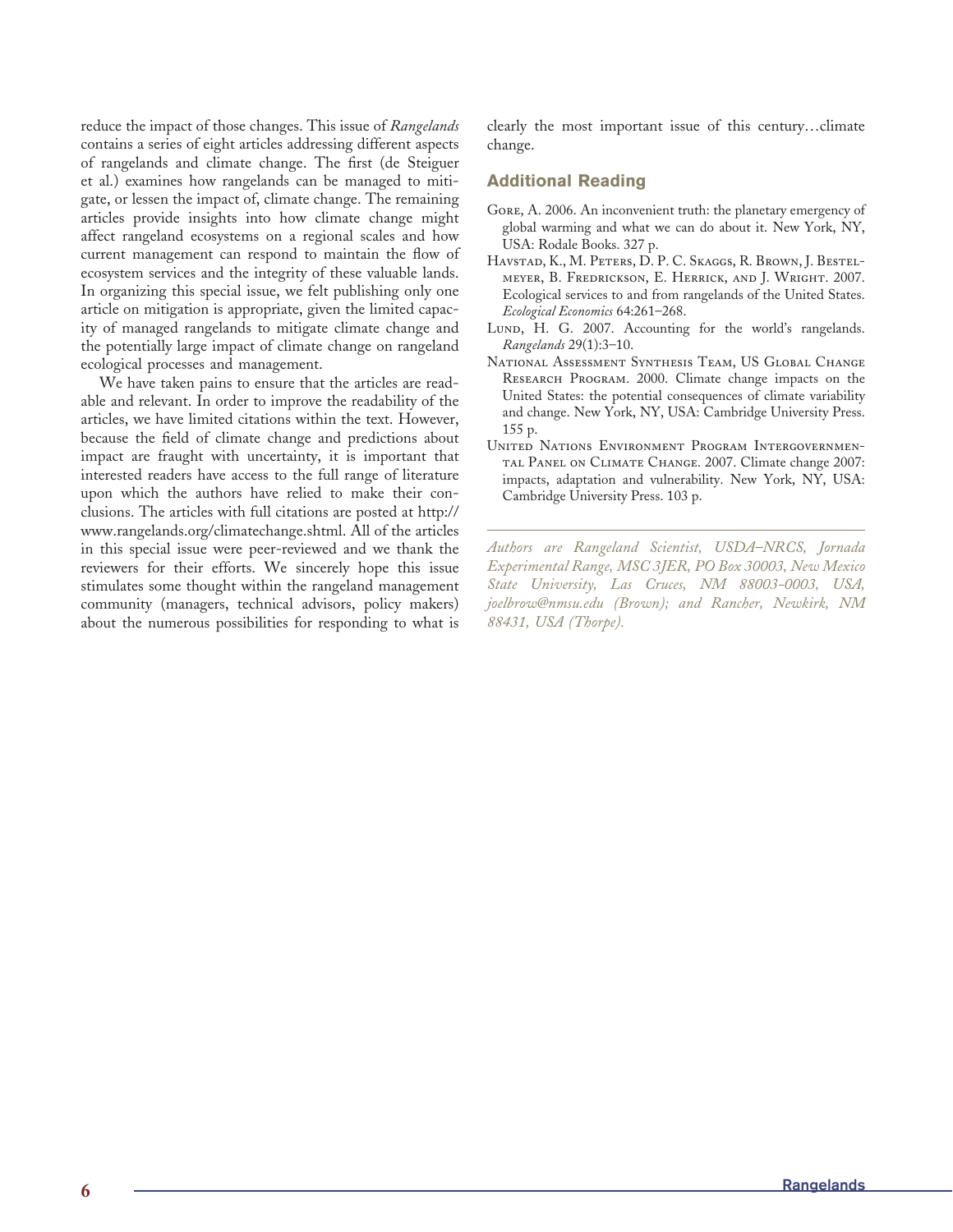reduce the impact of those changes. This issue of *Rangelands* contains a series of eight articles addressing different aspects of rangelands and climate change. The first (de Steiguer et al.) examines how rangelands can be managed to mitigate, or lessen the impact of, climate change. The remaining articles provide insights into how climate change might affect rangeland ecosystems on a regional scales and how current management can respond to maintain the flow of ecosystem services and the integrity of these valuable lands. In organizing this special issue, we felt publishing only one article on mitigation is appropriate, given the limited capacity of managed rangelands to mitigate climate change and the potentially large impact of climate change on rangeland ecological processes and management.

We have taken pains to ensure that the articles are readable and relevant. In order to improve the readability of the articles, we have limited citations within the text. However, because the field of climate change and predictions about impact are fraught with uncertainty, it is important that interested readers have access to the full range of literature upon which the authors have relied to make their conclusions. The articles with full citations are posted at http://www.rangelands.org/climatechange.shtml. All of the articles in this special issue were peer-reviewed and we thank the reviewers for their efforts. We sincerely hope this issue stimulates some thought within the rangeland management community (managers, technical advisors, policy makers) about the numerous possibilities for responding to what is clearly the most important issue of this century…climate change.

## Additional Reading

Gore, A. 2006. An inconvenient truth: the planetary emergency of global warming and what we can do about it. New York, NY, USA: Rodale Books. 327 p.

Havstad, K., M. Peters, D. P. C. Skaggs, R. Brown, J. Bestelmeyer, B. Fredrickson, E. Herrick, and J. Wright. 2007. Ecological services to and from rangelands of the United States. *Ecological Economics* 64:261–268.

Lund, H. G. 2007. Accounting for the world's rangelands. *Rangelands* 29(1):3–10.

National Assessment Synthesis Team, US Global Change Research Program. 2000. Climate change impacts on the United States: the potential consequences of climate variability and change. New York, NY, USA: Cambridge University Press. 155 p.

United Nations Environment Program Intergovernmental Panel on Climate Change. 2007. Climate change 2007: impacts, adaptation and vulnerability. New York, NY, USA: Cambridge University Press. 103 p.

---

*Authors are Rangeland Scientist, USDA–NRCS, Jornada Experimental Range, MSC 3JER, PO Box 30003, New Mexico State University, Las Cruces, NM 88003-0003, USA, joelbrow@nmsu.edu (Brown); and Rancher, Newkirk, NM 88431, USA (Thorpe).*